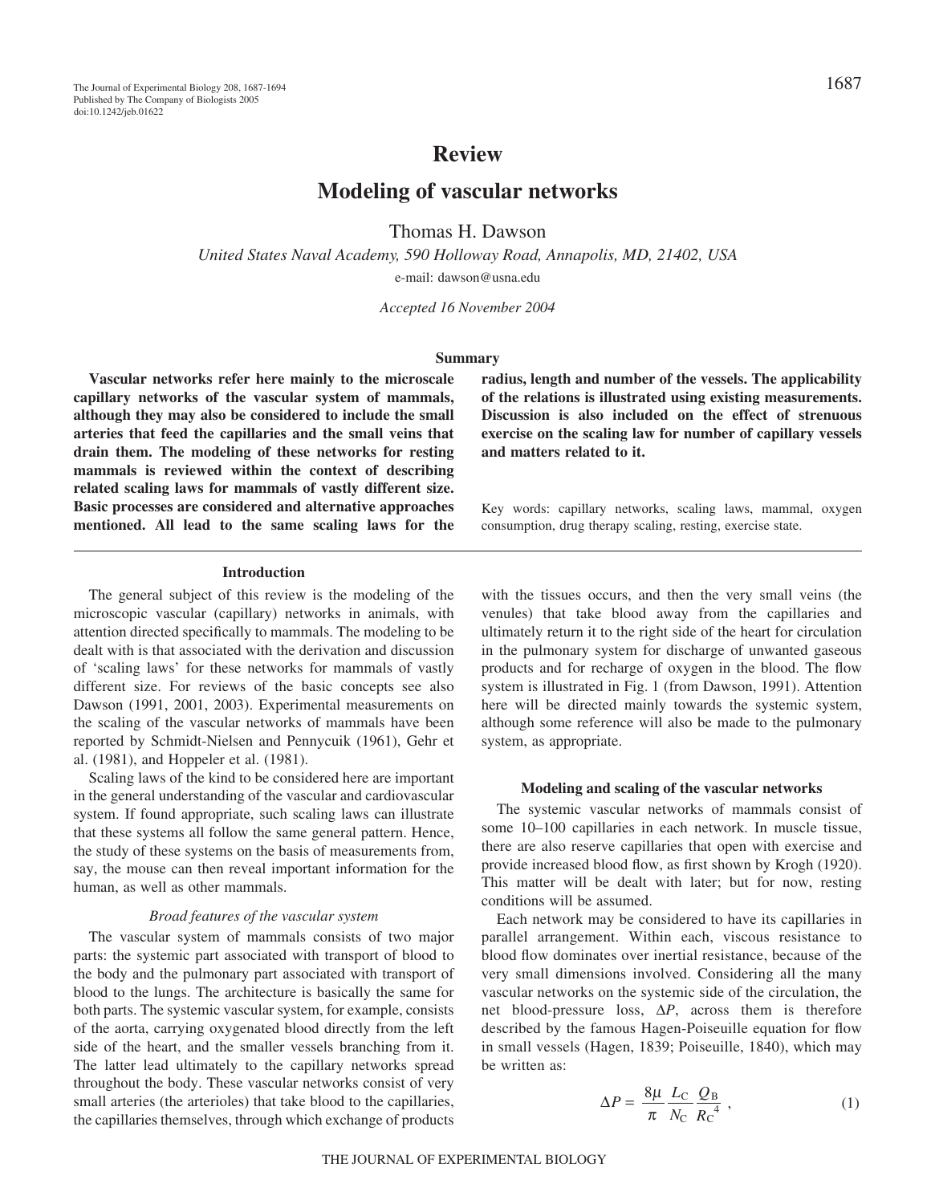# Review

# Modeling of vascular networks

Thomas H. Dawson

*United States Naval Academy, 590 Holloway Road, Annapolis, MD, 21402, USA*

e-mail: dawson@usna.edu

*Accepted 16 November 2004*

## Summary

**Vascular networks refer here mainly to the microscale capillary networks of the vascular system of mammals, although they may also be considered to include the small arteries that feed the capillaries and the small veins that drain them. The modeling of these networks for resting mammals is reviewed within the context of describing related scaling laws for mammals of vastly different size. Basic processes are considered and alternative approaches mentioned. All lead to the same scaling laws for the radius, length and number of the vessels. The applicability of the relations is illustrated using existing measurements. Discussion is also included on the effect of strenuous exercise on the scaling law for number of capillary vessels and matters related to it.**

Key words: capillary networks, scaling laws, mammal, oxygen consumption, drug therapy scaling, resting, exercise state.

## Introduction

The general subject of this review is the modeling of the microscopic vascular (capillary) networks in animals, with attention directed specifically to mammals. The modeling to be dealt with is that associated with the derivation and discussion of 'scaling laws' for these networks for mammals of vastly different size. For reviews of the basic concepts see also Dawson (1991, 2001, 2003). Experimental measurements on the scaling of the vascular networks of mammals have been reported by Schmidt-Nielsen and Pennycuik (1961), Gehr et al. (1981), and Hoppeler et al. (1981).

Scaling laws of the kind to be considered here are important in the general understanding of the vascular and cardiovascular system. If found appropriate, such scaling laws can illustrate that these systems all follow the same general pattern. Hence, the study of these systems on the basis of measurements from, say, the mouse can then reveal important information for the human, as well as other mammals.

### *Broad features of the vascular system*

The vascular system of mammals consists of two major parts: the systemic part associated with transport of blood to the body and the pulmonary part associated with transport of blood to the lungs. The architecture is basically the same for both parts. The systemic vascular system, for example, consists of the aorta, carrying oxygenated blood directly from the left side of the heart, and the smaller vessels branching from it. The latter lead ultimately to the capillary networks spread throughout the body. These vascular networks consist of very small arteries (the arterioles) that take blood to the capillaries, the capillaries themselves, through which exchange of products with the tissues occurs, and then the very small veins (the venules) that take blood away from the capillaries and ultimately return it to the right side of the heart for circulation in the pulmonary system for discharge of unwanted gaseous products and for recharge of oxygen in the blood. The flow system is illustrated in Fig. 1 (from Dawson, 1991). Attention here will be directed mainly towards the systemic system, although some reference will also be made to the pulmonary system, as appropriate.

## Modeling and scaling of the vascular networks

The systemic vascular networks of mammals consist of some 10–100 capillaries in each network. In muscle tissue, there are also reserve capillaries that open with exercise and provide increased blood flow, as first shown by Krogh (1920). This matter will be dealt with later; but for now, resting conditions will be assumed.

Each network may be considered to have its capillaries in parallel arrangement. Within each, viscous resistance to blood flow dominates over inertial resistance, because of the very small dimensions involved. Considering all the many vascular networks on the systemic side of the circulation, the net blood-pressure loss, $\Delta P$, across them is therefore described by the famous Hagen-Poiseuille equation for flow in small vessels (Hagen, 1839; Poiseuille, 1840), which may be written as:

$$\Delta P = \frac{8\mu}{\pi} \frac{L_C}{N_C} \frac{Q_B}{R_C^{\ 4}} \ , \tag{1}$$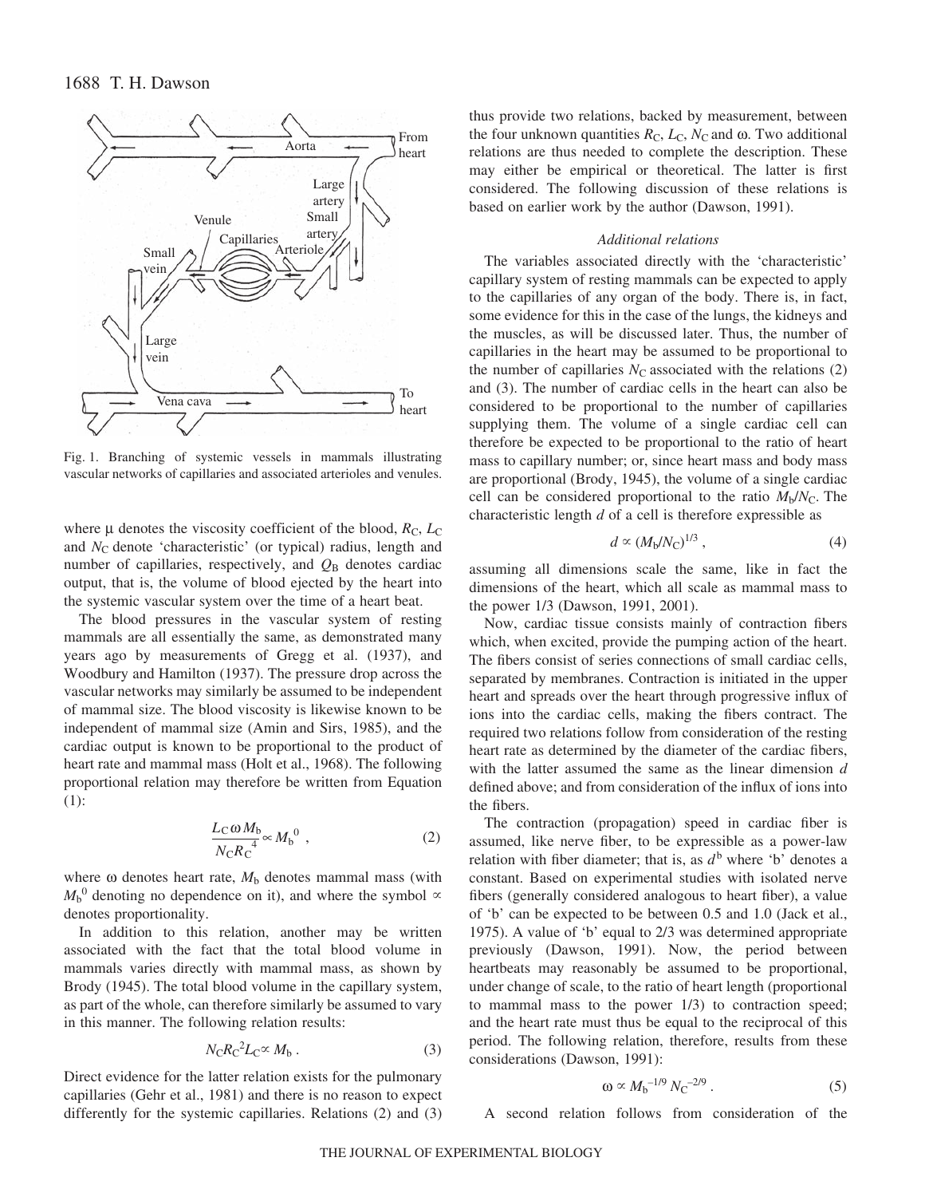From heart

Aorta

Large artery

Small artery

Arteriole

Capillaries

Venule

Small vein

Large vein

Vena cava

To heart

Fig. 1. Branching of systemic vessels in mammals illustrating vascular networks of capillaries and associated arterioles and venules.

where μ denotes the viscosity coefficient of the blood, $R_C$, $L_C$ and $N_C$ denote 'characteristic' (or typical) radius, length and number of capillaries, respectively, and $Q_B$ denotes cardiac output, that is, the volume of blood ejected by the heart into the systemic vascular system over the time of a heart beat.

The blood pressures in the vascular system of resting mammals are all essentially the same, as demonstrated many years ago by measurements of Gregg et al. (1937), and Woodbury and Hamilton (1937). The pressure drop across the vascular networks may similarly be assumed to be independent of mammal size. The blood viscosity is likewise known to be independent of mammal size (Amin and Sirs, 1985), and the cardiac output is known to be proportional to the product of heart rate and mammal mass (Holt et al., 1968). The following proportional relation may therefore be written from Equation (1):

$$\frac{L_C \omega M_b}{N_C R_C^{\,4}} \propto M_b^{\,0} \,, \tag{2}$$

where ω denotes heart rate, $M_b$ denotes mammal mass (with $M_b^0$ denoting no dependence on it), and where the symbol ∝ denotes proportionality.

In addition to this relation, another may be written associated with the fact that the total blood volume in mammals varies directly with mammal mass, as shown by Brody (1945). The total blood volume in the capillary system, as part of the whole, can therefore similarly be assumed to vary in this manner. The following relation results:

$$N_C R_C^{\,2} L_C \propto M_b \,. \tag{3}$$

Direct evidence for the latter relation exists for the pulmonary capillaries (Gehr et al., 1981) and there is no reason to expect differently for the systemic capillaries. Relations (2) and (3) thus provide two relations, backed by measurement, between the four unknown quantities $R_C$, $L_C$, $N_C$ and ω. Two additional relations are thus needed to complete the description. These may either be empirical or theoretical. The latter is first considered. The following discussion of these relations is based on earlier work by the author (Dawson, 1991).

### *Additional relations*

The variables associated directly with the 'characteristic' capillary system of resting mammals can be expected to apply to the capillaries of any organ of the body. There is, in fact, some evidence for this in the case of the lungs, the kidneys and the muscles, as will be discussed later. Thus, the number of capillaries in the heart may be assumed to be proportional to the number of capillaries $N_C$ associated with the relations (2) and (3). The number of cardiac cells in the heart can also be considered to be proportional to the number of capillaries supplying them. The volume of a single cardiac cell can therefore be expected to be proportional to the ratio of heart mass to capillary number; or, since heart mass and body mass are proportional (Brody, 1945), the volume of a single cardiac cell can be considered proportional to the ratio $M_b/N_C$. The characteristic length $d$ of a cell is therefore expressible as

$$d \propto (M_b/N_C)^{1/3} \,, \tag{4}$$

assuming all dimensions scale the same, like in fact the dimensions of the heart, which all scale as mammal mass to the power 1/3 (Dawson, 1991, 2001).

Now, cardiac tissue consists mainly of contraction fibers which, when excited, provide the pumping action of the heart. The fibers consist of series connections of small cardiac cells, separated by membranes. Contraction is initiated in the upper heart and spreads over the heart through progressive influx of ions into the cardiac cells, making the fibers contract. The required two relations follow from consideration of the resting heart rate as determined by the diameter of the cardiac fibers, with the latter assumed the same as the linear dimension $d$ defined above; and from consideration of the influx of ions into the fibers.

The contraction (propagation) speed in cardiac fiber is assumed, like nerve fiber, to be expressible as a power-law relation with fiber diameter; that is, as $d^b$ where 'b' denotes a constant. Based on experimental studies with isolated nerve fibers (generally considered analogous to heart fiber), a value of 'b' can be expected to be between 0.5 and 1.0 (Jack et al., 1975). A value of 'b' equal to 2/3 was determined appropriate previously (Dawson, 1991). Now, the period between heartbeats may reasonably be assumed to be proportional, under change of scale, to the ratio of heart length (proportional to mammal mass to the power 1/3) to contraction speed; and the heart rate must thus be equal to the reciprocal of this period. The following relation, therefore, results from these considerations (Dawson, 1991):

$$\omega \propto M_b^{-1/9} \, N_C^{-2/9} \,. \tag{5}$$

A second relation follows from consideration of the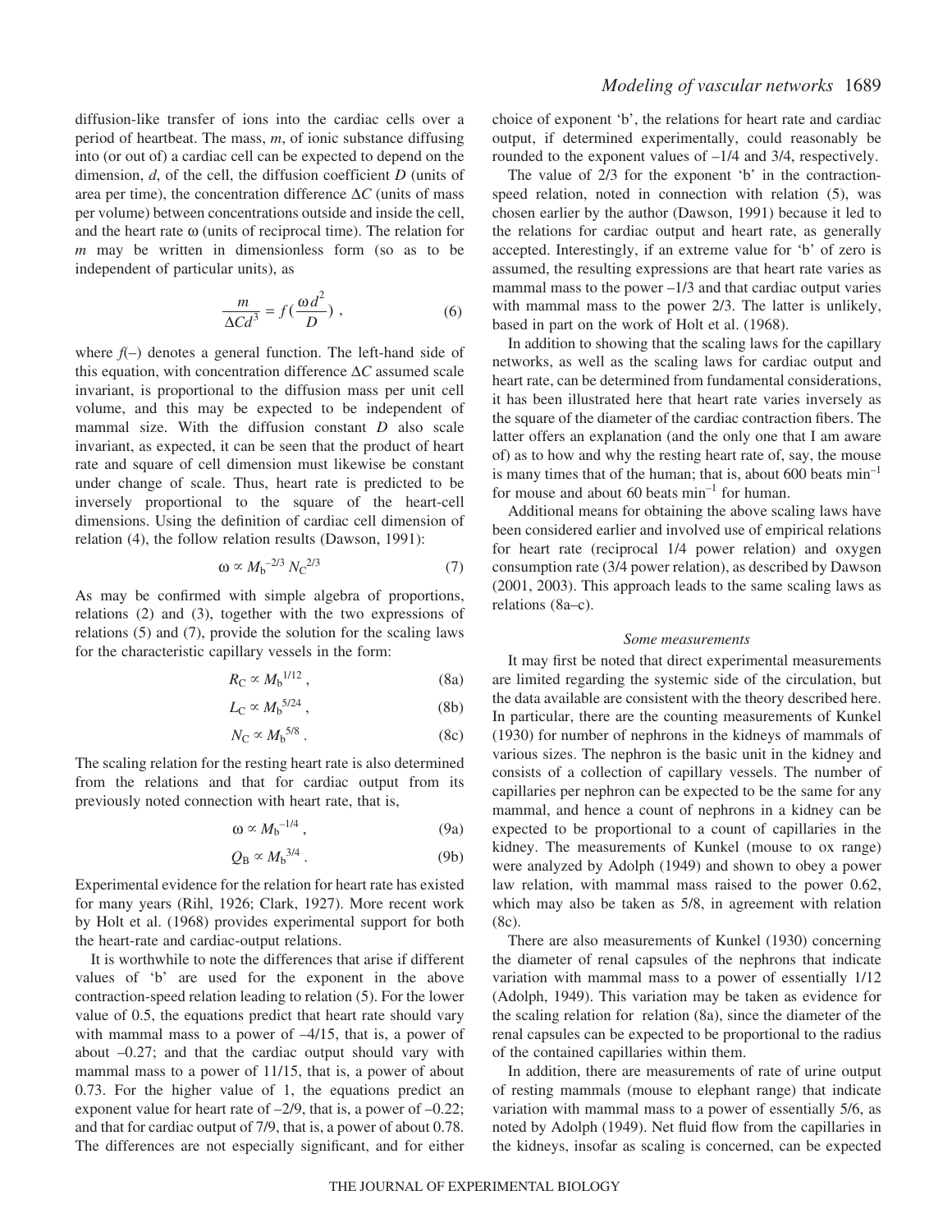diffusion-like transfer of ions into the cardiac cells over a period of heartbeat. The mass, $m$, of ionic substance diffusing into (or out of) a cardiac cell can be expected to depend on the dimension, $d$, of the cell, the diffusion coefficient $D$ (units of area per time), the concentration difference $\Delta C$ (units of mass per volume) between concentrations outside and inside the cell, and the heart rate $\omega$ (units of reciprocal time). The relation for $m$ may be written in dimensionless form (so as to be independent of particular units), as

$$\frac{m}{\Delta C d^3} = f\left(\frac{\omega d^2}{D}\right)\,, \tag{6}$$

where $f(-)$ denotes a general function. The left-hand side of this equation, with concentration difference $\Delta C$ assumed scale invariant, is proportional to the diffusion mass per unit cell volume, and this may be expected to be independent of mammal size. With the diffusion constant $D$ also scale invariant, as expected, it can be seen that the product of heart rate and square of cell dimension must likewise be constant under change of scale. Thus, heart rate is predicted to be inversely proportional to the square of the heart-cell dimensions. Using the definition of cardiac cell dimension of relation (4), the follow relation results (Dawson, 1991):

$$\omega \propto M_{\mathrm{b}}^{-2/3}\, N_{\mathrm{C}}^{2/3} \tag{7}$$

As may be confirmed with simple algebra of proportions, relations (2) and (3), together with the two expressions of relations (5) and (7), provide the solution for the scaling laws for the characteristic capillary vessels in the form:

$$R_{\mathrm{C}} \propto M_{\mathrm{b}}^{1/12}\,, \tag{8a}$$

$$L_{\mathrm{C}} \propto M_{\mathrm{b}}^{5/24}\,, \tag{8b}$$

$$N_{\mathrm{C}} \propto M_{\mathrm{b}}^{5/8}\,. \tag{8c}$$

The scaling relation for the resting heart rate is also determined from the relations and that for cardiac output from its previously noted connection with heart rate, that is,

$$\omega \propto M_{\mathrm{b}}^{-1/4}\,, \tag{9a}$$

$$Q_{\mathrm{B}} \propto M_{\mathrm{b}}^{3/4}\,. \tag{9b}$$

Experimental evidence for the relation for heart rate has existed for many years (Rihl, 1926; Clark, 1927). More recent work by Holt et al. (1968) provides experimental support for both the heart-rate and cardiac-output relations.

It is worthwhile to note the differences that arise if different values of 'b' are used for the exponent in the above contraction-speed relation leading to relation (5). For the lower value of 0.5, the equations predict that heart rate should vary with mammal mass to a power of –4/15, that is, a power of about –0.27; and that the cardiac output should vary with mammal mass to a power of 11/15, that is, a power of about 0.73. For the higher value of 1, the equations predict an exponent value for heart rate of –2/9, that is, a power of –0.22; and that for cardiac output of 7/9, that is, a power of about 0.78. The differences are not especially significant, and for either choice of exponent 'b', the relations for heart rate and cardiac output, if determined experimentally, could reasonably be rounded to the exponent values of –1/4 and 3/4, respectively.

The value of 2/3 for the exponent 'b' in the contraction-speed relation, noted in connection with relation (5), was chosen earlier by the author (Dawson, 1991) because it led to the relations for cardiac output and heart rate, as generally accepted. Interestingly, if an extreme value for 'b' of zero is assumed, the resulting expressions are that heart rate varies as mammal mass to the power –1/3 and that cardiac output varies with mammal mass to the power 2/3. The latter is unlikely, based in part on the work of Holt et al. (1968).

In addition to showing that the scaling laws for the capillary networks, as well as the scaling laws for cardiac output and heart rate, can be determined from fundamental considerations, it has been illustrated here that heart rate varies inversely as the square of the diameter of the cardiac contraction fibers. The latter offers an explanation (and the only one that I am aware of) as to how and why the resting heart rate of, say, the mouse is many times that of the human; that is, about 600 beats $\mathrm{min}^{-1}$ for mouse and about 60 beats $\mathrm{min}^{-1}$ for human.

Additional means for obtaining the above scaling laws have been considered earlier and involved use of empirical relations for heart rate (reciprocal 1/4 power relation) and oxygen consumption rate (3/4 power relation), as described by Dawson (2001, 2003). This approach leads to the same scaling laws as relations (8a–c).

### *Some measurements*

It may first be noted that direct experimental measurements are limited regarding the systemic side of the circulation, but the data available are consistent with the theory described here. In particular, there are the counting measurements of Kunkel (1930) for number of nephrons in the kidneys of mammals of various sizes. The nephron is the basic unit in the kidney and consists of a collection of capillary vessels. The number of capillaries per nephron can be expected to be the same for any mammal, and hence a count of nephrons in a kidney can be expected to be proportional to a count of capillaries in the kidney. The measurements of Kunkel (mouse to ox range) were analyzed by Adolph (1949) and shown to obey a power law relation, with mammal mass raised to the power 0.62, which may also be taken as 5/8, in agreement with relation (8c).

There are also measurements of Kunkel (1930) concerning the diameter of renal capsules of the nephrons that indicate variation with mammal mass to a power of essentially 1/12 (Adolph, 1949). This variation may be taken as evidence for the scaling relation for relation (8a), since the diameter of the renal capsules can be expected to be proportional to the radius of the contained capillaries within them.

In addition, there are measurements of rate of urine output of resting mammals (mouse to elephant range) that indicate variation with mammal mass to a power of essentially 5/6, as noted by Adolph (1949). Net fluid flow from the capillaries in the kidneys, insofar as scaling is concerned, can be expected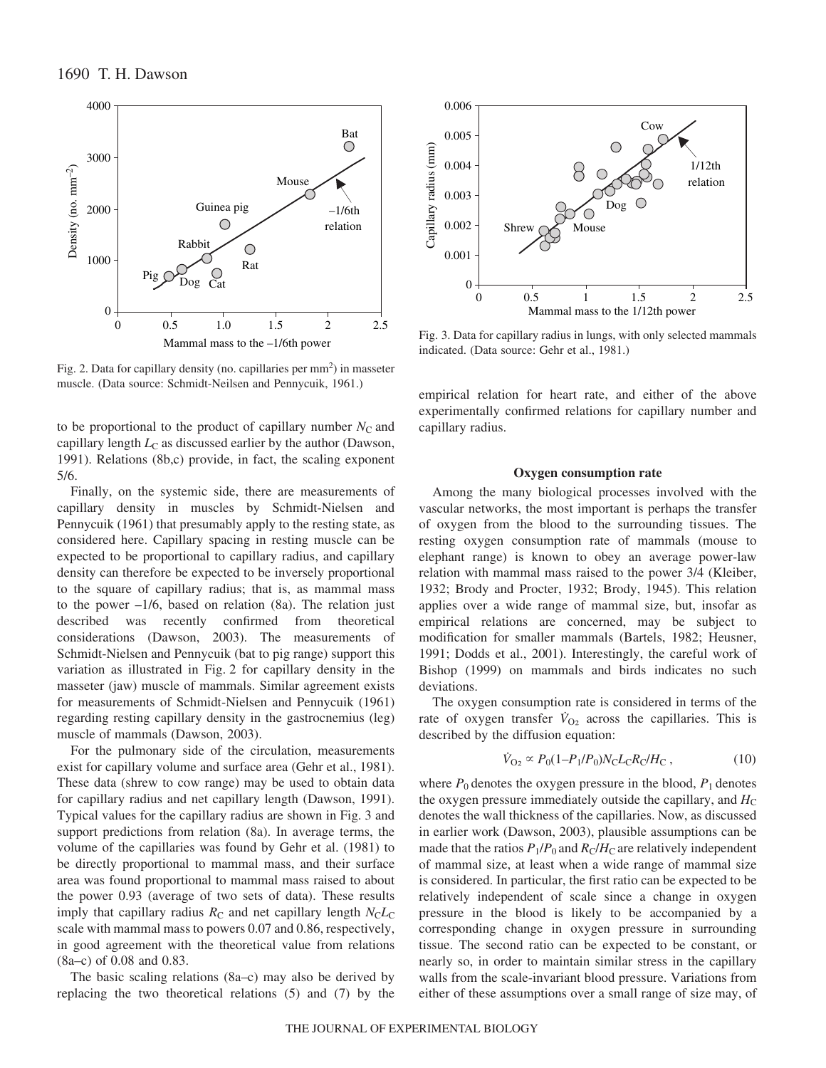Fig. 2. Data for capillary density (no. capillaries per $mm^2$) in masseter muscle. (Data source: Schmidt-Neilsen and Pennycuik, 1961.)

Fig. 3. Data for capillary radius in lungs, with only selected mammals indicated. (Data source: Gehr et al., 1981.)

to be proportional to the product of capillary number $N_C$ and capillary length $L_C$ as discussed earlier by the author (Dawson, 1991). Relations (8b,c) provide, in fact, the scaling exponent 5/6.

Finally, on the systemic side, there are measurements of capillary density in muscles by Schmidt-Nielsen and Pennycuik (1961) that presumably apply to the resting state, as considered here. Capillary spacing in resting muscle can be expected to be proportional to capillary radius, and capillary density can therefore be expected to be inversely proportional to the square of capillary radius; that is, as mammal mass to the power –1/6, based on relation (8a). The relation just described was recently confirmed from theoretical considerations (Dawson, 2003). The measurements of Schmidt-Nielsen and Pennycuik (bat to pig range) support this variation as illustrated in Fig. 2 for capillary density in the masseter (jaw) muscle of mammals. Similar agreement exists for measurements of Schmidt-Nielsen and Pennycuik (1961) regarding resting capillary density in the gastrocnemius (leg) muscle of mammals (Dawson, 2003).

For the pulmonary side of the circulation, measurements exist for capillary volume and surface area (Gehr et al., 1981). These data (shrew to cow range) may be used to obtain data for capillary radius and net capillary length (Dawson, 1991). Typical values for the capillary radius are shown in Fig. 3 and support predictions from relation (8a). In average terms, the volume of the capillaries was found by Gehr et al. (1981) to be directly proportional to mammal mass, and their surface area was found proportional to mammal mass raised to about the power 0.93 (average of two sets of data). These results imply that capillary radius $R_C$ and net capillary length $N_C L_C$ scale with mammal mass to powers 0.07 and 0.86, respectively, in good agreement with the theoretical value from relations (8a–c) of 0.08 and 0.83.

The basic scaling relations (8a–c) may also be derived by replacing the two theoretical relations (5) and (7) by the empirical relation for heart rate, and either of the above experimentally confirmed relations for capillary number and capillary radius.

### Oxygen consumption rate

Among the many biological processes involved with the vascular networks, the most important is perhaps the transfer of oxygen from the blood to the surrounding tissues. The resting oxygen consumption rate of mammals (mouse to elephant range) is known to obey an average power-law relation with mammal mass raised to the power 3/4 (Kleiber, 1932; Brody and Procter, 1932; Brody, 1945). This relation applies over a wide range of mammal size, but, insofar as empirical relations are concerned, may be subject to modification for smaller mammals (Bartels, 1982; Heusner, 1991; Dodds et al., 2001). Interestingly, the careful work of Bishop (1999) on mammals and birds indicates no such deviations.

The oxygen consumption rate is considered in terms of the rate of oxygen transfer $\dot{V}_{O_2}$ across the capillaries. This is described by the diffusion equation:

$$\dot{V}_{O_2} \propto P_0(1 - P_1/P_0)N_C L_C R_C / H_C \,, \tag{10}$$

where $P_0$ denotes the oxygen pressure in the blood, $P_1$ denotes the oxygen pressure immediately outside the capillary, and $H_C$ denotes the wall thickness of the capillaries. Now, as discussed in earlier work (Dawson, 2003), plausible assumptions can be made that the ratios $P_1/P_0$ and $R_C/H_C$ are relatively independent of mammal size, at least when a wide range of mammal size is considered. In particular, the first ratio can be expected to be relatively independent of scale since a change in oxygen pressure in the blood is likely to be accompanied by a corresponding change in oxygen pressure in surrounding tissue. The second ratio can be expected to be constant, or nearly so, in order to maintain similar stress in the capillary walls from the scale-invariant blood pressure. Variations from either of these assumptions over a small range of size may, of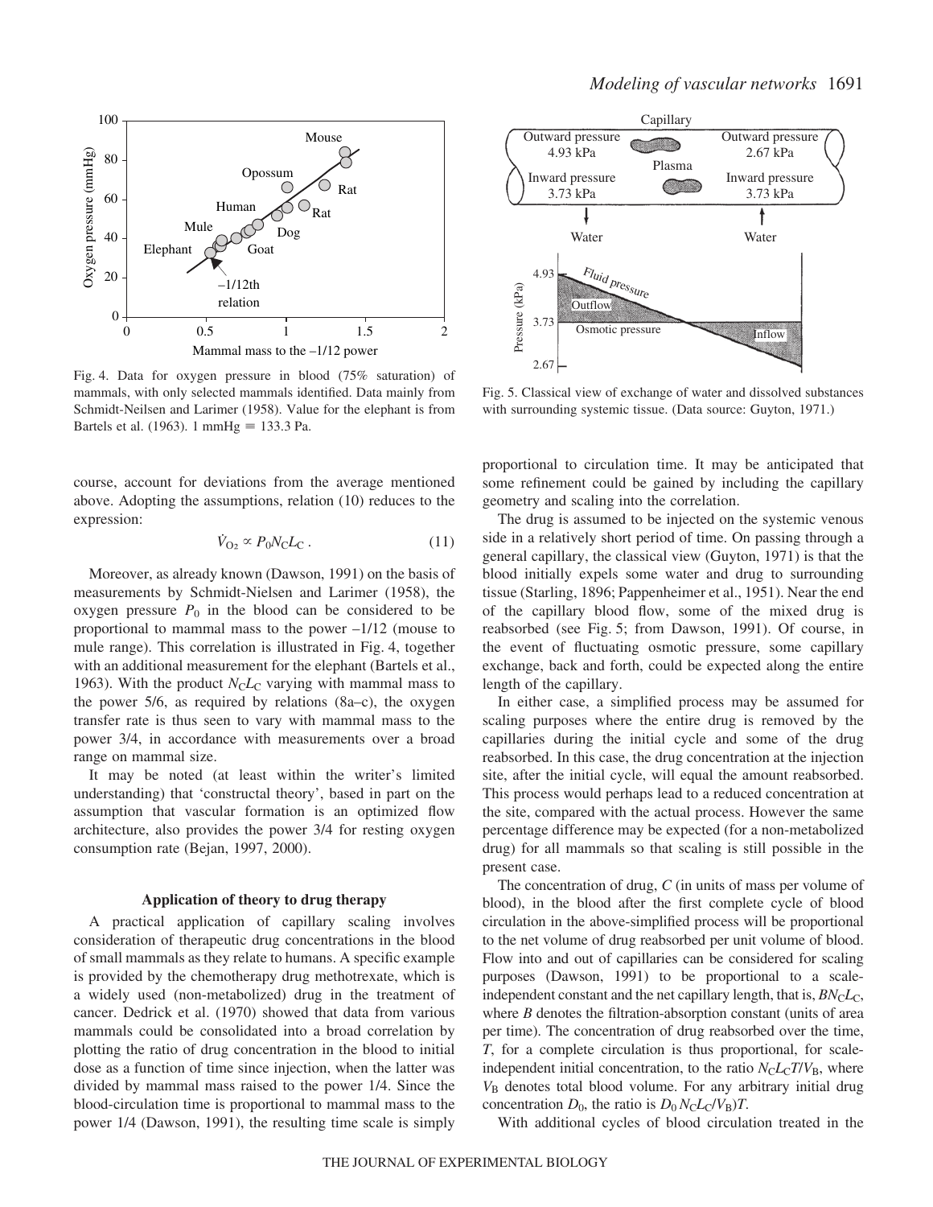Fig. 4. Data for oxygen pressure in blood (75% saturation) of mammals, with only selected mammals identified. Data mainly from Schmidt-Neilsen and Larimer (1958). Value for the elephant is from Bartels et al. (1963). 1 mmHg ≡ 133.3 Pa.

Fig. 5. Classical view of exchange of water and dissolved substances with surrounding systemic tissue. (Data source: Guyton, 1971.)

course, account for deviations from the average mentioned above. Adopting the assumptions, relation (10) reduces to the expression:

$$\dot{V}_{O_2} \propto P_0 N_C L_C \,. \qquad (11)$$

Moreover, as already known (Dawson, 1991) on the basis of measurements by Schmidt-Nielsen and Larimer (1958), the oxygen pressure $P_0$ in the blood can be considered to be proportional to mammal mass to the power –1/12 (mouse to mule range). This correlation is illustrated in Fig. 4, together with an additional measurement for the elephant (Bartels et al., 1963). With the product $N_C L_C$ varying with mammal mass to the power 5/6, as required by relations (8a–c), the oxygen transfer rate is thus seen to vary with mammal mass to the power 3/4, in accordance with measurements over a broad range on mammal size.

It may be noted (at least within the writer's limited understanding) that 'constructal theory', based in part on the assumption that vascular formation is an optimized flow architecture, also provides the power 3/4 for resting oxygen consumption rate (Bejan, 1997, 2000).

### Application of theory to drug therapy

A practical application of capillary scaling involves consideration of therapeutic drug concentrations in the blood of small mammals as they relate to humans. A specific example is provided by the chemotherapy drug methotrexate, which is a widely used (non-metabolized) drug in the treatment of cancer. Dedrick et al. (1970) showed that data from various mammals could be consolidated into a broad correlation by plotting the ratio of drug concentration in the blood to initial dose as a function of time since injection, when the latter was divided by mammal mass raised to the power 1/4. Since the blood-circulation time is proportional to mammal mass to the power 1/4 (Dawson, 1991), the resulting time scale is simply proportional to circulation time. It may be anticipated that some refinement could be gained by including the capillary geometry and scaling into the correlation.

The drug is assumed to be injected on the systemic venous side in a relatively short period of time. On passing through a general capillary, the classical view (Guyton, 1971) is that the blood initially expels some water and drug to surrounding tissue (Starling, 1896; Pappenheimer et al., 1951). Near the end of the capillary blood flow, some of the mixed drug is reabsorbed (see Fig. 5; from Dawson, 1991). Of course, in the event of fluctuating osmotic pressure, some capillary exchange, back and forth, could be expected along the entire length of the capillary.

In either case, a simplified process may be assumed for scaling purposes where the entire drug is removed by the capillaries during the initial cycle and some of the drug reabsorbed. In this case, the drug concentration at the injection site, after the initial cycle, will equal the amount reabsorbed. This process would perhaps lead to a reduced concentration at the site, compared with the actual process. However the same percentage difference may be expected (for a non-metabolized drug) for all mammals so that scaling is still possible in the present case.

The concentration of drug, $C$ (in units of mass per volume of blood), in the blood after the first complete cycle of blood circulation in the above-simplified process will be proportional to the net volume of drug reabsorbed per unit volume of blood. Flow into and out of capillaries can be considered for scaling purposes (Dawson, 1991) to be proportional to a scale-independent constant and the net capillary length, that is, $BN_C L_C$, where $B$ denotes the filtration-absorption constant (units of area per time). The concentration of drug reabsorbed over the time, $T$, for a complete circulation is thus proportional, for scale-independent initial concentration, to the ratio $N_C L_C T/V_B$, where $V_B$ denotes total blood volume. For any arbitrary initial drug concentration $D_0$, the ratio is $D_0 N_C L_C/V_B)T$.

With additional cycles of blood circulation treated in the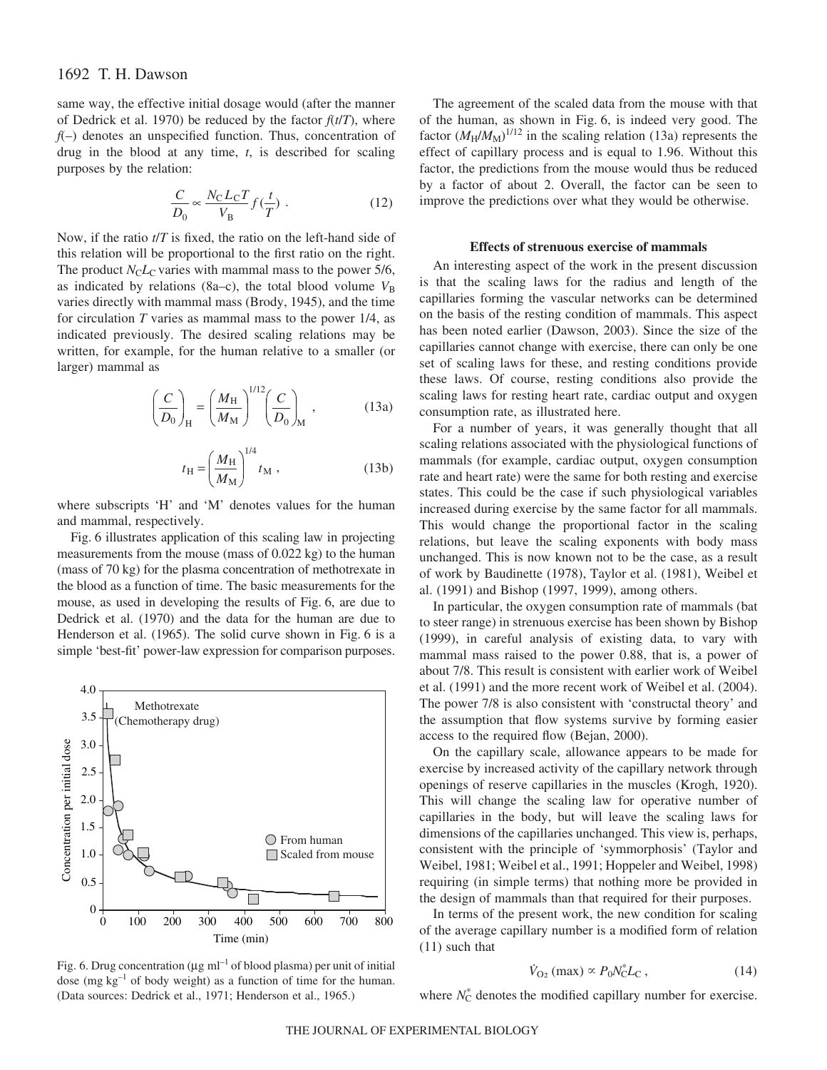same way, the effective initial dosage would (after the manner of Dedrick et al. 1970) be reduced by the factor $f(t/T)$, where $f(-)$ denotes an unspecified function. Thus, concentration of drug in the blood at any time, $t$, is described for scaling purposes by the relation:

$$\frac{C}{D_0} \propto \frac{N_C L_C T}{V_B} f\left(\frac{t}{T}\right) . \tag{12}$$

Now, if the ratio $t/T$ is fixed, the ratio on the left-hand side of this relation will be proportional to the first ratio on the right. The product $N_C L_C$ varies with mammal mass to the power 5/6, as indicated by relations (8a–c), the total blood volume $V_B$ varies directly with mammal mass (Brody, 1945), and the time for circulation $T$ varies as mammal mass to the power 1/4, as indicated previously. The desired scaling relations may be written, for example, for the human relative to a smaller (or larger) mammal as

$$\left(\frac{C}{D_0}\right)_H = \left(\frac{M_H}{M_M}\right)^{1/12} \left(\frac{C}{D_0}\right)_M , \tag{13a}$$

$$t_H = \left(\frac{M_H}{M_M}\right)^{1/4} t_M , \tag{13b}$$

where subscripts 'H' and 'M' denotes values for the human and mammal, respectively.

Fig. 6 illustrates application of this scaling law in projecting measurements from the mouse (mass of 0.022 kg) to the human (mass of 70 kg) for the plasma concentration of methotrexate in the blood as a function of time. The basic measurements for the mouse, as used in developing the results of Fig. 6, are due to Dedrick et al. (1970) and the data for the human are due to Henderson et al. (1965). The solid curve shown in Fig. 6 is a simple 'best-fit' power-law expression for comparison purposes.

Fig. 6. Drug concentration (μg ml$^{-1}$ of blood plasma) per unit of initial dose (mg kg$^{-1}$ of body weight) as a function of time for the human. (Data sources: Dedrick et al., 1971; Henderson et al., 1965.)

The agreement of the scaled data from the mouse with that of the human, as shown in Fig. 6, is indeed very good. The factor $(M_H/M_M)^{1/12}$ in the scaling relation (13a) represents the effect of capillary process and is equal to 1.96. Without this factor, the predictions from the mouse would thus be reduced by a factor of about 2. Overall, the factor can be seen to improve the predictions over what they would be otherwise.

### Effects of strenuous exercise of mammals

An interesting aspect of the work in the present discussion is that the scaling laws for the radius and length of the capillaries forming the vascular networks can be determined on the basis of the resting condition of mammals. This aspect has been noted earlier (Dawson, 2003). Since the size of the capillaries cannot change with exercise, there can only be one set of scaling laws for these, and resting conditions provide these laws. Of course, resting conditions also provide the scaling laws for resting heart rate, cardiac output and oxygen consumption rate, as illustrated here.

For a number of years, it was generally thought that all scaling relations associated with the physiological functions of mammals (for example, cardiac output, oxygen consumption rate and heart rate) were the same for both resting and exercise states. This could be the case if such physiological variables increased during exercise by the same factor for all mammals. This would change the proportional factor in the scaling relations, but leave the scaling exponents with body mass unchanged. This is now known not to be the case, as a result of work by Baudinette (1978), Taylor et al. (1981), Weibel et al. (1991) and Bishop (1997, 1999), among others.

In particular, the oxygen consumption rate of mammals (bat to steer range) in strenuous exercise has been shown by Bishop (1999), in careful analysis of existing data, to vary with mammal mass raised to the power 0.88, that is, a power of about 7/8. This result is consistent with earlier work of Weibel et al. (1991) and the more recent work of Weibel et al. (2004). The power 7/8 is also consistent with 'constructal theory' and the assumption that flow systems survive by forming easier access to the required flow (Bejan, 2000).

On the capillary scale, allowance appears to be made for exercise by increased activity of the capillary network through openings of reserve capillaries in the muscles (Krogh, 1920). This will change the scaling law for operative number of capillaries in the body, but will leave the scaling laws for dimensions of the capillaries unchanged. This view is, perhaps, consistent with the principle of 'symmorphosis' (Taylor and Weibel, 1981; Weibel et al., 1991; Hoppeler and Weibel, 1998) requiring (in simple terms) that nothing more be provided in the design of mammals than that required for their purposes.

In terms of the present work, the new condition for scaling of the average capillary number is a modified form of relation (11) such that

$$\dot{V}_{O_2}\,(\text{max}) \propto P_0 N_C^* L_C , \tag{14}$$

where $N_C^*$ denotes the modified capillary number for exercise.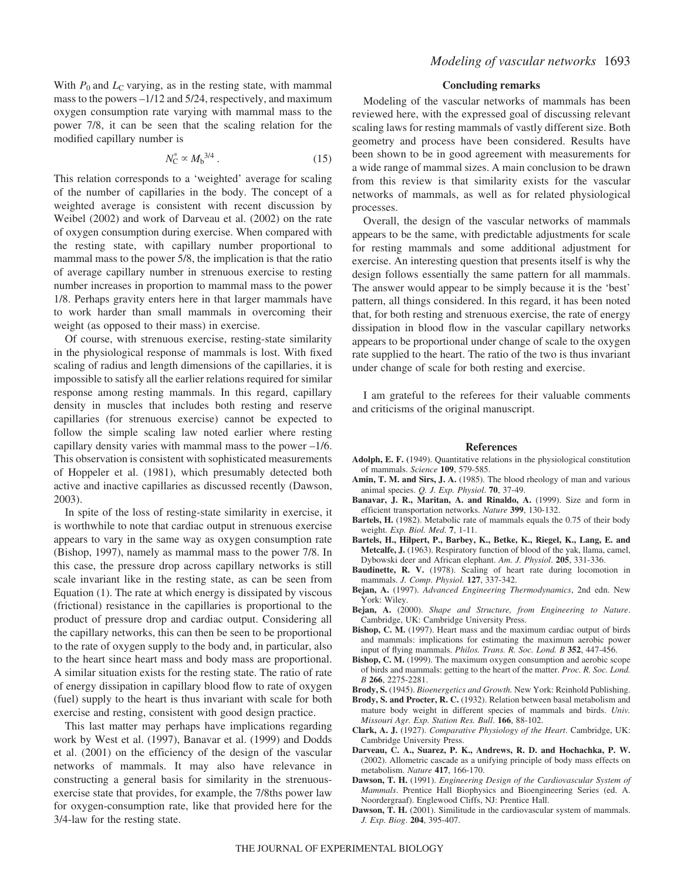With $P_0$ and $L_C$ varying, as in the resting state, with mammal mass to the powers –1/12 and 5/24, respectively, and maximum oxygen consumption rate varying with mammal mass to the power 7/8, it can be seen that the scaling relation for the modified capillary number is

$$N_C^* \propto M_b^{3/4} . \quad (15)$$

This relation corresponds to a 'weighted' average for scaling of the number of capillaries in the body. The concept of a weighted average is consistent with recent discussion by Weibel (2002) and work of Darveau et al. (2002) on the rate of oxygen consumption during exercise. When compared with the resting state, with capillary number proportional to mammal mass to the power 5/8, the implication is that the ratio of average capillary number in strenuous exercise to resting number increases in proportion to mammal mass to the power 1/8. Perhaps gravity enters here in that larger mammals have to work harder than small mammals in overcoming their weight (as opposed to their mass) in exercise.

Of course, with strenuous exercise, resting-state similarity in the physiological response of mammals is lost. With fixed scaling of radius and length dimensions of the capillaries, it is impossible to satisfy all the earlier relations required for similar response among resting mammals. In this regard, capillary density in muscles that includes both resting and reserve capillaries (for strenuous exercise) cannot be expected to follow the simple scaling law noted earlier where resting capillary density varies with mammal mass to the power –1/6. This observation is consistent with sophisticated measurements of Hoppeler et al. (1981), which presumably detected both active and inactive capillaries as discussed recently (Dawson, 2003).

In spite of the loss of resting-state similarity in exercise, it is worthwhile to note that cardiac output in strenuous exercise appears to vary in the same way as oxygen consumption rate (Bishop, 1997), namely as mammal mass to the power 7/8. In this case, the pressure drop across capillary networks is still scale invariant like in the resting state, as can be seen from Equation (1). The rate at which energy is dissipated by viscous (frictional) resistance in the capillaries is proportional to the product of pressure drop and cardiac output. Considering all the capillary networks, this can then be seen to be proportional to the rate of oxygen supply to the body and, in particular, also to the heart since heart mass and body mass are proportional. A similar situation exists for the resting state. The ratio of rate of energy dissipation in capillary blood flow to rate of oxygen (fuel) supply to the heart is thus invariant with scale for both exercise and resting, consistent with good design practice.

This last matter may perhaps have implications regarding work by West et al. (1997), Banavar et al. (1999) and Dodds et al. (2001) on the efficiency of the design of the vascular networks of mammals. It may also have relevance in constructing a general basis for similarity in the strenuous-exercise state that provides, for example, the 7/8ths power law for oxygen-consumption rate, like that provided here for the 3/4-law for the resting state.

## Concluding remarks

Modeling of the vascular networks of mammals has been reviewed here, with the expressed goal of discussing relevant scaling laws for resting mammals of vastly different size. Both geometry and process have been considered. Results have been shown to be in good agreement with measurements for a wide range of mammal sizes. A main conclusion to be drawn from this review is that similarity exists for the vascular networks of mammals, as well as for related physiological processes.

Overall, the design of the vascular networks of mammals appears to be the same, with predictable adjustments for scale for resting mammals and some additional adjustment for exercise. An interesting question that presents itself is why the design follows essentially the same pattern for all mammals. The answer would appear to be simply because it is the 'best' pattern, all things considered. In this regard, it has been noted that, for both resting and strenuous exercise, the rate of energy dissipation in blood flow in the vascular capillary networks appears to be proportional under change of scale to the oxygen rate supplied to the heart. The ratio of the two is thus invariant under change of scale for both resting and exercise.

I am grateful to the referees for their valuable comments and criticisms of the original manuscript.

## References

**Adolph, E. F.** (1949). Quantitative relations in the physiological constitution of mammals. *Science* **109**, 579-585.

**Amin, T. M. and Sirs, J. A.** (1985). The blood rheology of man and various animal species. *Q. J. Exp. Physiol*. **70**, 37-49.

**Banavar, J. R., Maritan, A. and Rinaldo, A.** (1999). Size and form in efficient transportation networks. *Nature* **399**, 130-132.

**Bartels, H.** (1982). Metabolic rate of mammals equals the 0.75 of their body weight. *Exp. Biol. Med*. **7**, 1-11.

**Bartels, H., Hilpert, P., Barbey, K., Betke, K., Riegel, K., Lang, E. and Metcalfe, J.** (1963). Respiratory function of blood of the yak, llama, camel, Dybowski deer and African elephant. *Am. J. Physiol*. **205**, 331-336.

**Baudinette, R. V.** (1978). Scaling of heart rate during locomotion in mammals. *J. Comp. Physiol.* **127**, 337-342.

**Bejan, A.** (1997). *Advanced Engineering Thermodynamics*, 2nd edn. New York: Wiley.

**Bejan, A.** (2000). *Shape and Structure, from Engineering to Nature*. Cambridge, UK: Cambridge University Press.

**Bishop, C. M.** (1997). Heart mass and the maximum cardiac output of birds and mammals: implications for estimating the maximum aerobic power input of flying mammals. *Philos. Trans. R. Soc. Lond. B* **352**, 447-456.

**Bishop, C. M.** (1999). The maximum oxygen consumption and aerobic scope of birds and mammals: getting to the heart of the matter. *Proc. R. Soc. Lond. B* **266**, 2275-2281.

**Brody, S.** (1945). *Bioenergetics and Growth*. New York: Reinhold Publishing.

**Brody, S. and Procter, R. C.** (1932). Relation between basal metabolism and mature body weight in different species of mammals and birds. *Univ. Missouri Agr. Exp. Station Res. Bull*. **166**, 88-102.

**Clark, A. J.** (1927). *Comparative Physiology of the Heart*. Cambridge, UK: Cambridge University Press.

**Darveau, C. A., Suarez, P. K., Andrews, R. D. and Hochachka, P. W.** (2002). Allometric cascade as a unifying principle of body mass effects on metabolism. *Nature* **417**, 166-170.

**Dawson, T. H.** (1991). *Engineering Design of the Cardiovascular System of Mammals*. Prentice Hall Biophysics and Bioengineering Series (ed. A. Noordergraaf). Englewood Cliffs, NJ: Prentice Hall.

**Dawson, T. H.** (2001). Similitude in the cardiovascular system of mammals. *J. Exp. Biog*. **204**, 395-407.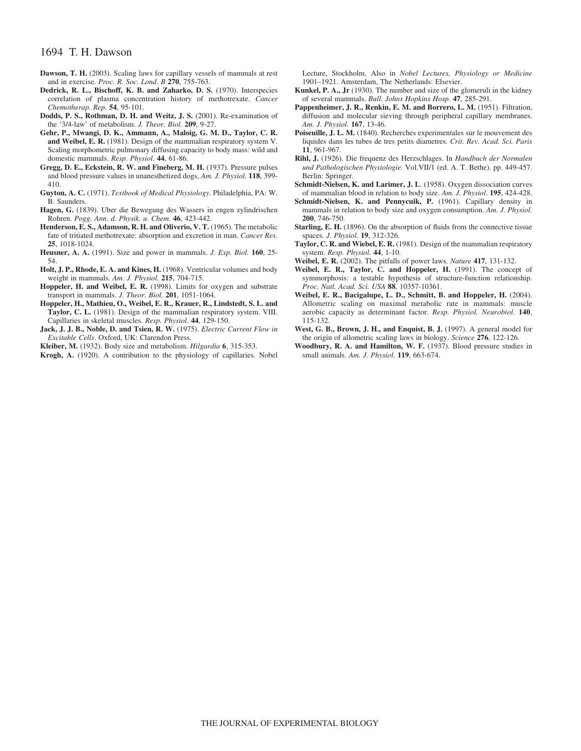**Dawson, T. H.** (2003). Scaling laws for capillary vessels of mammals at rest and in exercise. *Proc. R. Soc. Lond. B* **270**, 755-763.

**Dedrick, R. L., Bischoff, K. B. and Zaharko, D. S.** (1970). Interspecies correlation of plasma concentration history of methotrexate. *Cancer Chemotherap. Rep.* **54**, 95-101.

**Dodds, P. S., Rothman, D. H. and Weitz, J. S.** (2001). Re-examination of the '3/4-law' of metabolism. *J. Theor. Biol.* **209**, 9-27.

**Gehr, P., Mwangi, D. K., Ammann, A., Maloig, G. M. D., Taylor, C. R. and Weibel, E. R.** (1981). Design of the mammalian respiratory system V. Scaling morphometric pulmonary diffusing capacity to body mass: wild and domestic mammals. *Resp. Physiol*. **44**, 61-86.

**Gregg, D. E., Eckstein, R. W. and Fineberg, M. H.** (1937). Pressure pulses and blood pressure values in unanesthetized dogs, *Am. J. Physiol.* **118**, 399-410.

**Guyton, A. C.** (1971). *Textbook of Medical Physiology*. Philadelphia, PA: W. B. Saunders.

**Hagen, G.** (1839). Uber die Bewegung des Wassers in engen zylindrischen Rohren. *Pogg. Ann. d. Physik. u. Chem.* **46**, 423-442.

**Henderson, E. S., Adamson, R. H. and Oliverio, V. T.** (1965). The metabolic fate of tritiated methotrexate: absorption and excretion in man. *Cancer Res*. **25**, 1018-1024.

**Heusner, A. A.** (1991). Size and power in mammals. *J. Exp. Biol.* **160**, 25-54.

**Holt, J. P., Rhode, E. A. and Kines, H.** (1968). Ventricular volumes and body weight in mammals. *Am. J. Physiol.* **215**, 704-715.

**Hoppeler, H. and Weibel, E. R.** (1998). Limits for oxygen and substrate transport in mammals. *J. Theor. Biol.* **201**, 1051-1064.

**Hoppeler, H., Mathieu, O., Weibel, E. R., Krauer, R., Lindstedt, S. L. and Taylor, C. L.** (1981). Design of the mammalian respiratory system. VIII. Capillaries in skeletal muscles. *Resp. Physiol*. **44**, 129-150.

**Jack, J. J. B., Noble, D. and Tsien, R. W.** (1975). *Electric Current Flow in Excitable Cells*. Oxford, UK: Clarendon Press.

**Kleiber, M.** (1932). Body size and metabolism. *Hilgardia* **6**, 315-353.

**Krogh, A.** (1920). A contribution to the physiology of capillaries. Nobel Lecture, Stockholm. Also in *Nobel Lectures, Physiology or Medicine* 1901–1921. Amsterdam, The Netherlands: Elsevier.

**Kunkel, P. A., Jr** (1930). The number and size of the glomeruli in the kidney of several mammals. *Bull. Johns Hopkins Hosp*. **47**, 285-291.

**Pappenheimer, J. R., Renkin, E. M. and Borrero, L. M.** (1951). Filtration, diffusion and molecular sieving through peripheral capillary membranes. *Am. J. Physiol*. **167**, 13-46.

**Poiseuille, J. L. M.** (1840). Recherches experimentales sur le mouvement des liquides dans les tubes de tres petits diametres. *Crit. Rev. Acad. Sci. Paris* **11**, 961-967.

**Rihl, J.** (1926). Die frequenz des Herzschlages. In *Handbuch der Normalen und Pathologischen Physiologie.* Vol.VII/1 (ed. A. T. Bethe). pp. 449-457. Berlin: Springer.

**Schmidt-Nielsen, K. and Larimer, J. L**. (1958). Oxygen dissociation curves of mammalian blood in relation to body size. *Am. J. Physiol*. **195**, 424-428.

**Schmidt-Nielsen, K. and Pennycuik, P.** (1961). Capillary density in mammals in relation to body size and oxygen consumption. *Am. J. Physiol.* **200**, 746-750.

**Starling, E. H.** (1896). On the absorption of fluids from the connective tissue spaces*. J. Physiol.* **19**, 312-326.

**Taylor, C. R. and Wiebel, E. R.** (1981). Design of the mammalian respiratory system. *Resp. Physiol.* **44**, 1-10.

**Weibel, E. R.** (2002). The pitfalls of power laws. *Nature* **417**, 131-132.

**Weibel, E. R., Taylor, C. and Hoppeler, H.** (1991). The concept of symmorphosis: a testable hypothesis of structure-function relationship. *Proc. Natl. Acad. Sci. USA* **88**, 10357-10361.

**Weibel, E. R., Bacigalupe, L. D., Schmitt, B. and Hoppeler, H.** (2004). Allometric scaling on maximal metabolic rate in mammals: muscle aerobic capacity as determinant factor. *Resp. Physiol. Neurobiol*. **140**, 115-132.

**West, G. B., Brown, J. H., and Enquist, B. J.** (1997). A general model for the origin of allometric scaling laws in biology. *Science* **276**, 122-126.

**Woodbury, R. A. and Hamilton, W. F.** (1937). Blood pressure studies in small animals. *Am. J. Physiol*. **119**, 663-674.